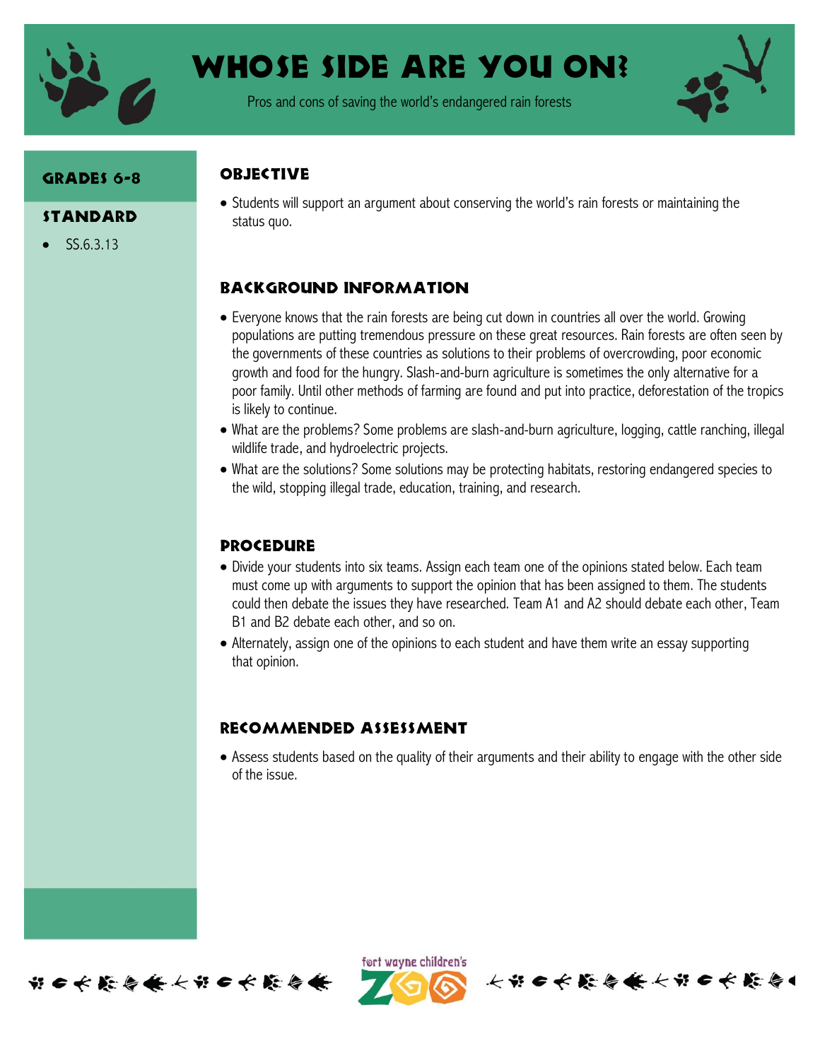# Whose Side Are You On?

Pros and cons of saving the world's endangered rain forests

## Grades 6-8

## Standard

- SS.6.3.13

## Objective

- Students will support an argument about conserving the world's rain forests or maintaining the status quo.

## Background Information

- Everyone knows that the rain forests are being cut down in countries all over the world. Growing populations are putting tremendous pressure on these great resources. Rain forests are often seen by the governments of these countries as solutions to their problems of overcrowding, poor economic growth and food for the hungry. Slash-and-burn agriculture is sometimes the only alternative for a poor family. Until other methods of farming are found and put into practice, deforestation of the tropics is likely to continue.
- What are the problems? Some problems are slash-and-burn agriculture, logging, cattle ranching, illegal wildlife trade, and hydroelectric projects.
- What are the solutions? Some solutions may be protecting habitats, restoring endangered species to the wild, stopping illegal trade, education, training, and research.

## Procedure

- Divide your students into six teams. Assign each team one of the opinions stated below. Each team must come up with arguments to support the opinion that has been assigned to them. The students could then debate the issues they have researched. Team A1 and A2 should debate each other, Team B1 and B2 debate each other, and so on.
- Alternately, assign one of the opinions to each student and have them write an essay supporting that opinion.

## Recommended Assessment

- Assess students based on the quality of their arguments and their ability to engage with the other side of the issue.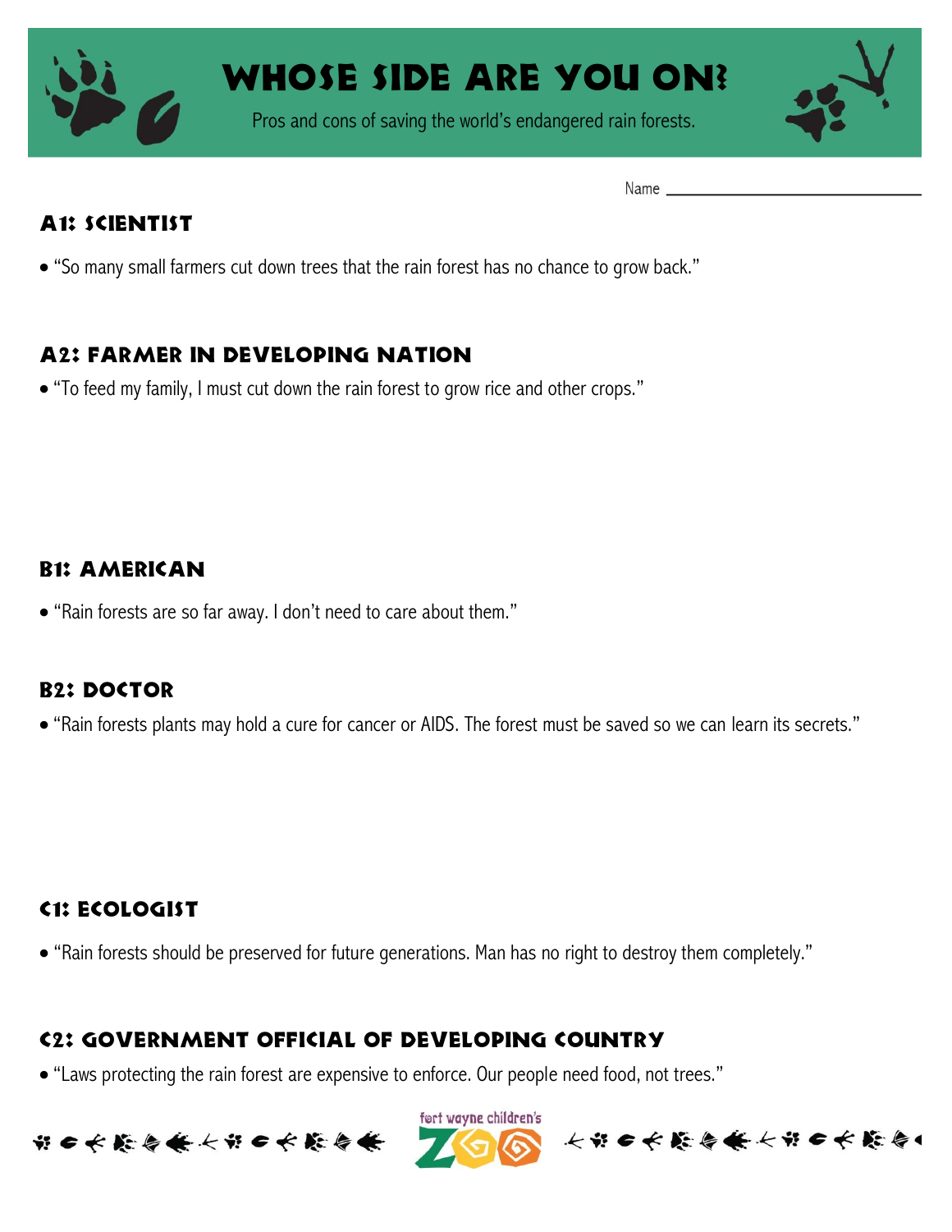# Whose Side Are You On?

Pros and cons of saving the world's endangered rain forests.

Name ______________________________

## A1: Scientist

- "So many small farmers cut down trees that the rain forest has no chance to grow back."

## A2: Farmer in Developing Nation

- "To feed my family, I must cut down the rain forest to grow rice and other crops."

## B1: American

- "Rain forests are so far away. I don't need to care about them."

## B2: Doctor

- "Rain forests plants may hold a cure for cancer or AIDS. The forest must be saved so we can learn its secrets."

## C1: Ecologist

- "Rain forests should be preserved for future generations. Man has no right to destroy them completely."

## C2: Government Official of Developing Country

- "Laws protecting the rain forest are expensive to enforce. Our people need food, not trees."

fort wayne children's ZOO